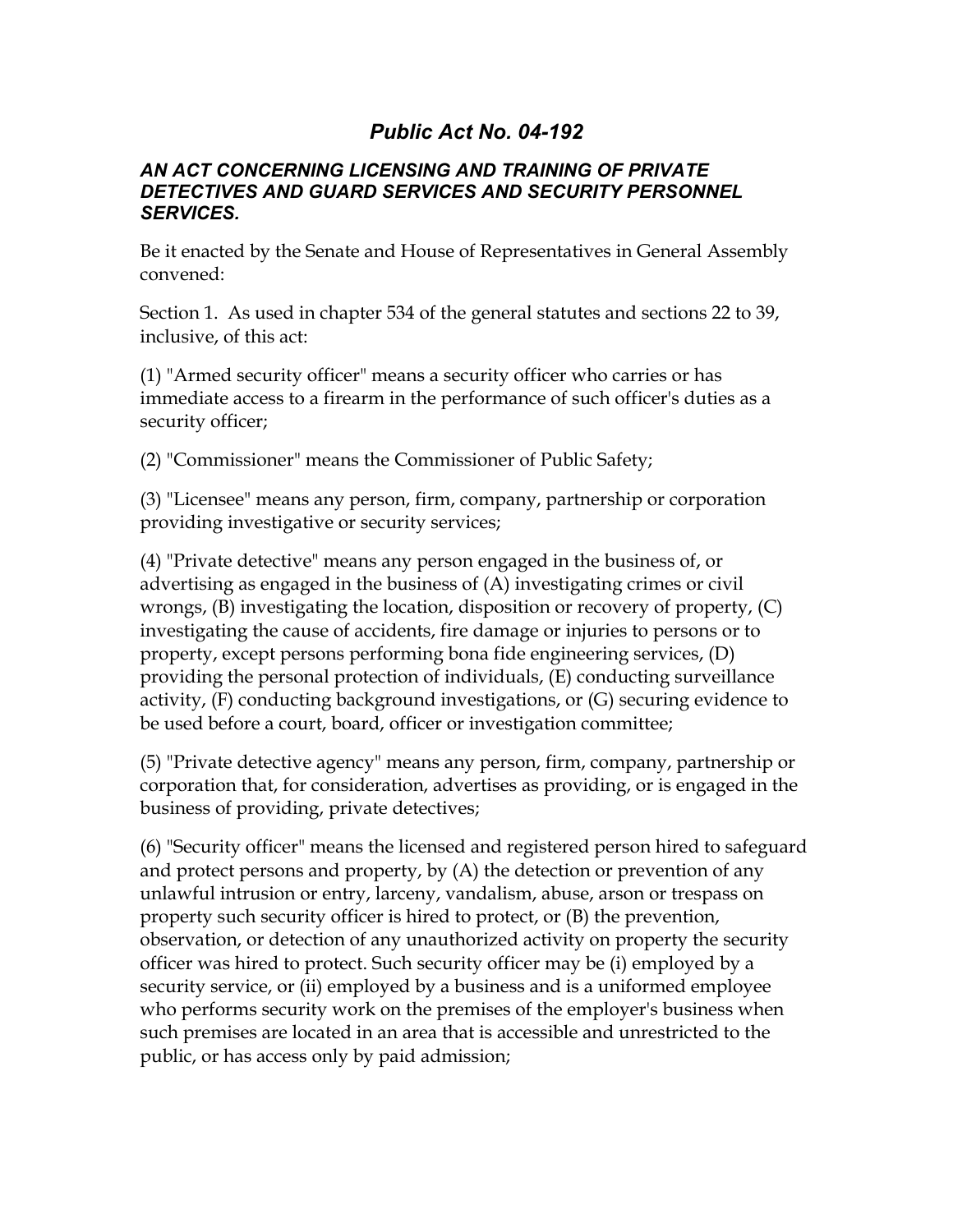# *Public Act No. 04-192*

### *AN ACT CONCERNING LICENSING AND TRAINING OF PRIVATE DETECTIVES AND GUARD SERVICES AND SECURITY PERSONNEL SERVICES.*

Be it enacted by the Senate and House of Representatives in General Assembly convened:

Section 1. As used in chapter 534 of the general statutes and sections 22 to 39, inclusive, of this act:

(1) "Armed security officer" means a security officer who carries or has immediate access to a firearm in the performance of such officer's duties as a security officer;

(2) "Commissioner" means the Commissioner of Public Safety;

(3) "Licensee" means any person, firm, company, partnership or corporation providing investigative or security services;

(4) "Private detective" means any person engaged in the business of, or advertising as engaged in the business of (A) investigating crimes or civil wrongs, (B) investigating the location, disposition or recovery of property, (C) investigating the cause of accidents, fire damage or injuries to persons or to property, except persons performing bona fide engineering services, (D) providing the personal protection of individuals, (E) conducting surveillance activity, (F) conducting background investigations, or (G) securing evidence to be used before a court, board, officer or investigation committee;

(5) "Private detective agency" means any person, firm, company, partnership or corporation that, for consideration, advertises as providing, or is engaged in the business of providing, private detectives;

(6) "Security officer" means the licensed and registered person hired to safeguard and protect persons and property, by (A) the detection or prevention of any unlawful intrusion or entry, larceny, vandalism, abuse, arson or trespass on property such security officer is hired to protect, or (B) the prevention, observation, or detection of any unauthorized activity on property the security officer was hired to protect. Such security officer may be (i) employed by a security service, or (ii) employed by a business and is a uniformed employee who performs security work on the premises of the employer's business when such premises are located in an area that is accessible and unrestricted to the public, or has access only by paid admission;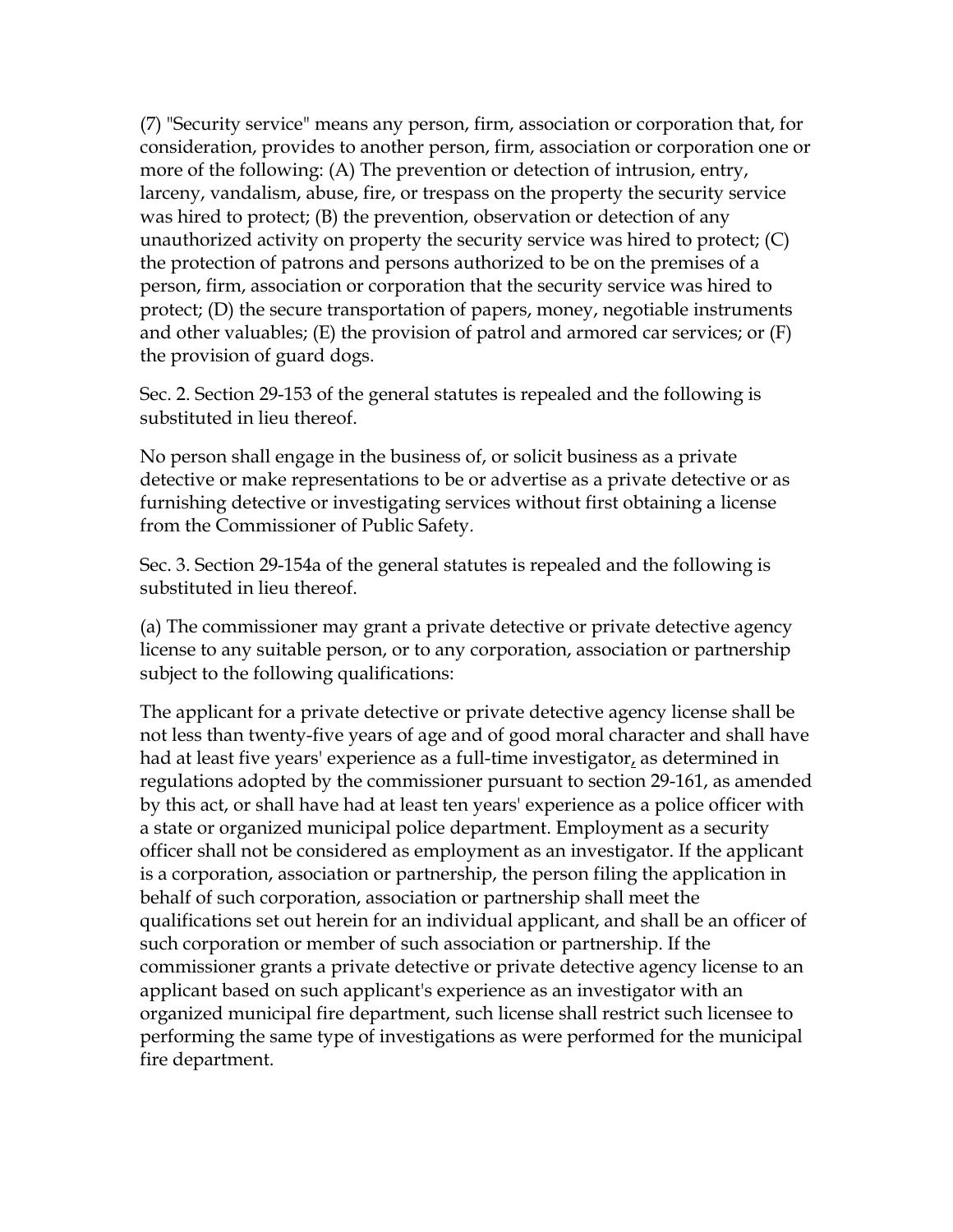(7) "Security service" means any person, firm, association or corporation that, for consideration, provides to another person, firm, association or corporation one or more of the following: (A) The prevention or detection of intrusion, entry, larceny, vandalism, abuse, fire, or trespass on the property the security service was hired to protect; (B) the prevention, observation or detection of any unauthorized activity on property the security service was hired to protect; (C) the protection of patrons and persons authorized to be on the premises of a person, firm, association or corporation that the security service was hired to protect; (D) the secure transportation of papers, money, negotiable instruments and other valuables; (E) the provision of patrol and armored car services; or (F) the provision of guard dogs.

Sec. 2. Section 29-153 of the general statutes is repealed and the following is substituted in lieu thereof.

No person shall engage in the business of, or solicit business as a private detective or make representations to be or advertise as a private detective or as furnishing detective or investigating services without first obtaining a license from the Commissioner of Public Safety.

Sec. 3. Section 29-154a of the general statutes is repealed and the following is substituted in lieu thereof.

(a) The commissioner may grant a private detective or private detective agency license to any suitable person, or to any corporation, association or partnership subject to the following qualifications:

The applicant for a private detective or private detective agency license shall be not less than twenty-five years of age and of good moral character and shall have had at least five years' experience as a full-time investigator, as determined in regulations adopted by the commissioner pursuant to section 29-161, as amended by this act, or shall have had at least ten years' experience as a police officer with a state or organized municipal police department. Employment as a security officer shall not be considered as employment as an investigator. If the applicant is a corporation, association or partnership, the person filing the application in behalf of such corporation, association or partnership shall meet the qualifications set out herein for an individual applicant, and shall be an officer of such corporation or member of such association or partnership. If the commissioner grants a private detective or private detective agency license to an applicant based on such applicant's experience as an investigator with an organized municipal fire department, such license shall restrict such licensee to performing the same type of investigations as were performed for the municipal fire department.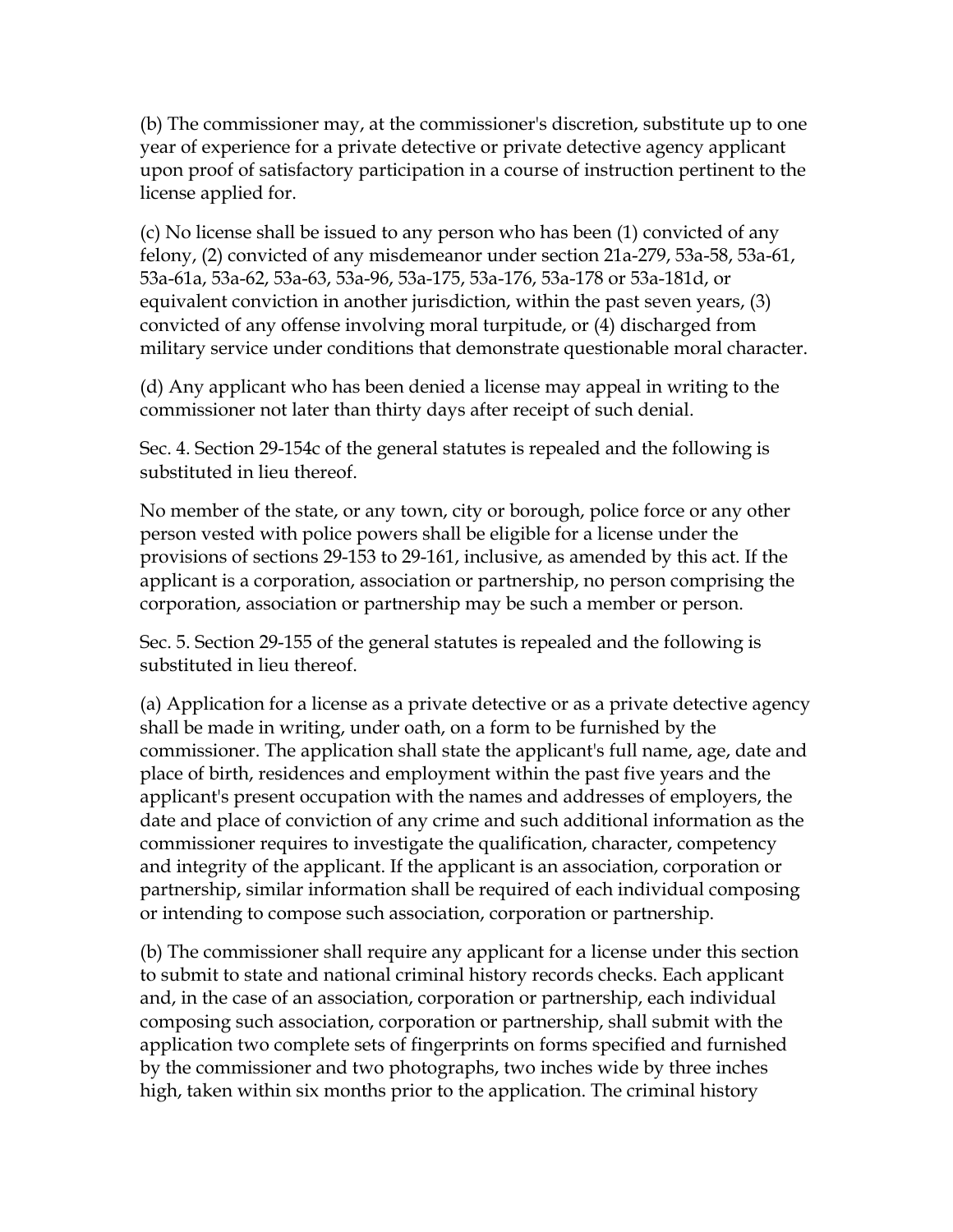(b) The commissioner may, at the commissioner's discretion, substitute up to one year of experience for a private detective or private detective agency applicant upon proof of satisfactory participation in a course of instruction pertinent to the license applied for.

(c) No license shall be issued to any person who has been (1) convicted of any felony, (2) convicted of any misdemeanor under section 21a-279, 53a-58, 53a-61, 53a-61a, 53a-62, 53a-63, 53a-96, 53a-175, 53a-176, 53a-178 or 53a-181d, or equivalent conviction in another jurisdiction, within the past seven years, (3) convicted of any offense involving moral turpitude, or (4) discharged from military service under conditions that demonstrate questionable moral character.

(d) Any applicant who has been denied a license may appeal in writing to the commissioner not later than thirty days after receipt of such denial.

Sec. 4. Section 29-154c of the general statutes is repealed and the following is substituted in lieu thereof.

No member of the state, or any town, city or borough, police force or any other person vested with police powers shall be eligible for a license under the provisions of sections 29-153 to 29-161, inclusive, as amended by this act. If the applicant is a corporation, association or partnership, no person comprising the corporation, association or partnership may be such a member or person.

Sec. 5. Section 29-155 of the general statutes is repealed and the following is substituted in lieu thereof.

(a) Application for a license as a private detective or as a private detective agency shall be made in writing, under oath, on a form to be furnished by the commissioner. The application shall state the applicant's full name, age, date and place of birth, residences and employment within the past five years and the applicant's present occupation with the names and addresses of employers, the date and place of conviction of any crime and such additional information as the commissioner requires to investigate the qualification, character, competency and integrity of the applicant. If the applicant is an association, corporation or partnership, similar information shall be required of each individual composing or intending to compose such association, corporation or partnership.

(b) The commissioner shall require any applicant for a license under this section to submit to state and national criminal history records checks. Each applicant and, in the case of an association, corporation or partnership, each individual composing such association, corporation or partnership, shall submit with the application two complete sets of fingerprints on forms specified and furnished by the commissioner and two photographs, two inches wide by three inches high, taken within six months prior to the application. The criminal history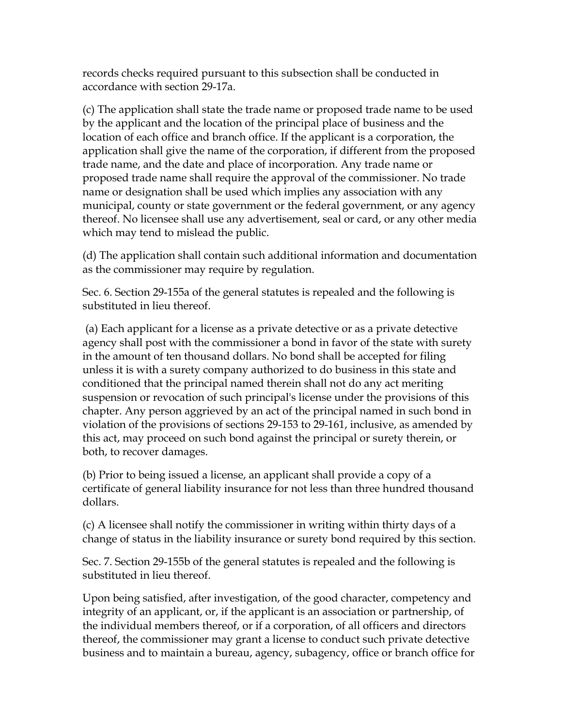records checks required pursuant to this subsection shall be conducted in accordance with section 29-17a.

(c) The application shall state the trade name or proposed trade name to be used by the applicant and the location of the principal place of business and the location of each office and branch office. If the applicant is a corporation, the application shall give the name of the corporation, if different from the proposed trade name, and the date and place of incorporation. Any trade name or proposed trade name shall require the approval of the commissioner. No trade name or designation shall be used which implies any association with any municipal, county or state government or the federal government, or any agency thereof. No licensee shall use any advertisement, seal or card, or any other media which may tend to mislead the public.

(d) The application shall contain such additional information and documentation as the commissioner may require by regulation.

Sec. 6. Section 29-155a of the general statutes is repealed and the following is substituted in lieu thereof.

(a) Each applicant for a license as a private detective or as a private detective agency shall post with the commissioner a bond in favor of the state with surety in the amount of ten thousand dollars. No bond shall be accepted for filing unless it is with a surety company authorized to do business in this state and conditioned that the principal named therein shall not do any act meriting suspension or revocation of such principal's license under the provisions of this chapter. Any person aggrieved by an act of the principal named in such bond in violation of the provisions of sections 29-153 to 29-161, inclusive, as amended by this act, may proceed on such bond against the principal or surety therein, or both, to recover damages.

(b) Prior to being issued a license, an applicant shall provide a copy of a certificate of general liability insurance for not less than three hundred thousand dollars.

(c) A licensee shall notify the commissioner in writing within thirty days of a change of status in the liability insurance or surety bond required by this section.

Sec. 7. Section 29-155b of the general statutes is repealed and the following is substituted in lieu thereof.

Upon being satisfied, after investigation, of the good character, competency and integrity of an applicant, or, if the applicant is an association or partnership, of the individual members thereof, or if a corporation, of all officers and directors thereof, the commissioner may grant a license to conduct such private detective business and to maintain a bureau, agency, subagency, office or branch office for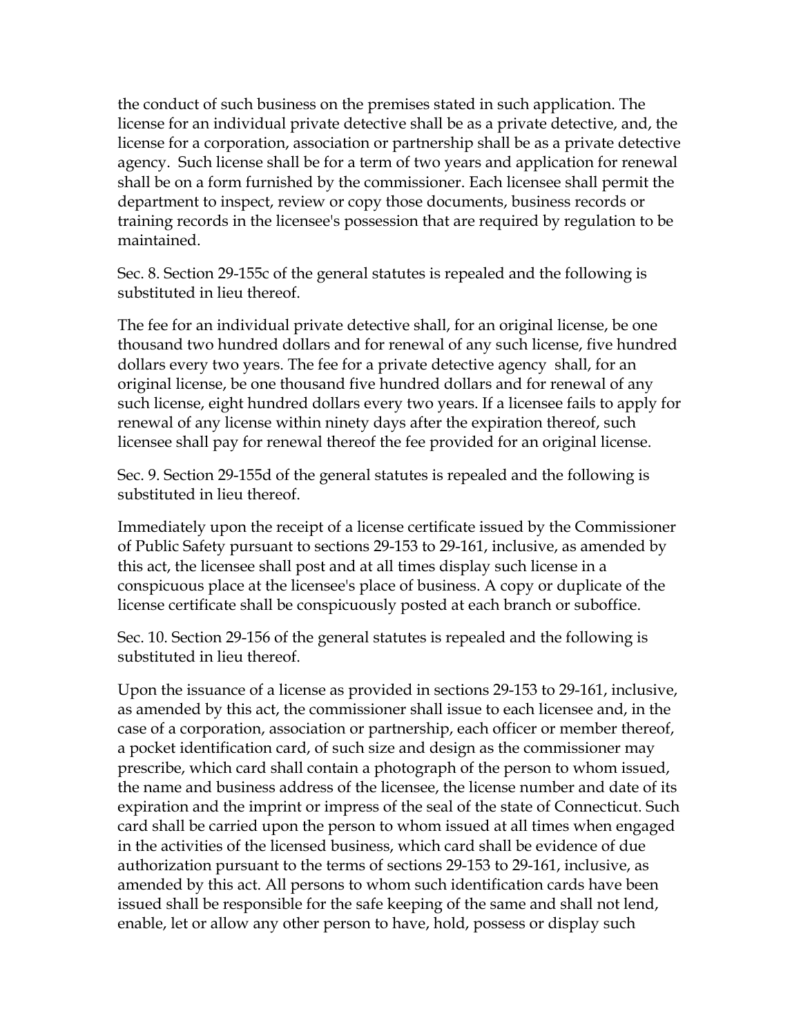the conduct of such business on the premises stated in such application. The license for an individual private detective shall be as a private detective, and, the license for a corporation, association or partnership shall be as a private detective agency. Such license shall be for a term of two years and application for renewal shall be on a form furnished by the commissioner. Each licensee shall permit the department to inspect, review or copy those documents, business records or training records in the licensee's possession that are required by regulation to be maintained.

Sec. 8. Section 29-155c of the general statutes is repealed and the following is substituted in lieu thereof.

The fee for an individual private detective shall, for an original license, be one thousand two hundred dollars and for renewal of any such license, five hundred dollars every two years. The fee for a private detective agency shall, for an original license, be one thousand five hundred dollars and for renewal of any such license, eight hundred dollars every two years. If a licensee fails to apply for renewal of any license within ninety days after the expiration thereof, such licensee shall pay for renewal thereof the fee provided for an original license.

Sec. 9. Section 29-155d of the general statutes is repealed and the following is substituted in lieu thereof.

Immediately upon the receipt of a license certificate issued by the Commissioner of Public Safety pursuant to sections 29-153 to 29-161, inclusive, as amended by this act, the licensee shall post and at all times display such license in a conspicuous place at the licensee's place of business. A copy or duplicate of the license certificate shall be conspicuously posted at each branch or suboffice.

Sec. 10. Section 29-156 of the general statutes is repealed and the following is substituted in lieu thereof.

Upon the issuance of a license as provided in sections 29-153 to 29-161, inclusive, as amended by this act, the commissioner shall issue to each licensee and, in the case of a corporation, association or partnership, each officer or member thereof, a pocket identification card, of such size and design as the commissioner may prescribe, which card shall contain a photograph of the person to whom issued, the name and business address of the licensee, the license number and date of its expiration and the imprint or impress of the seal of the state of Connecticut. Such card shall be carried upon the person to whom issued at all times when engaged in the activities of the licensed business, which card shall be evidence of due authorization pursuant to the terms of sections 29-153 to 29-161, inclusive, as amended by this act. All persons to whom such identification cards have been issued shall be responsible for the safe keeping of the same and shall not lend, enable, let or allow any other person to have, hold, possess or display such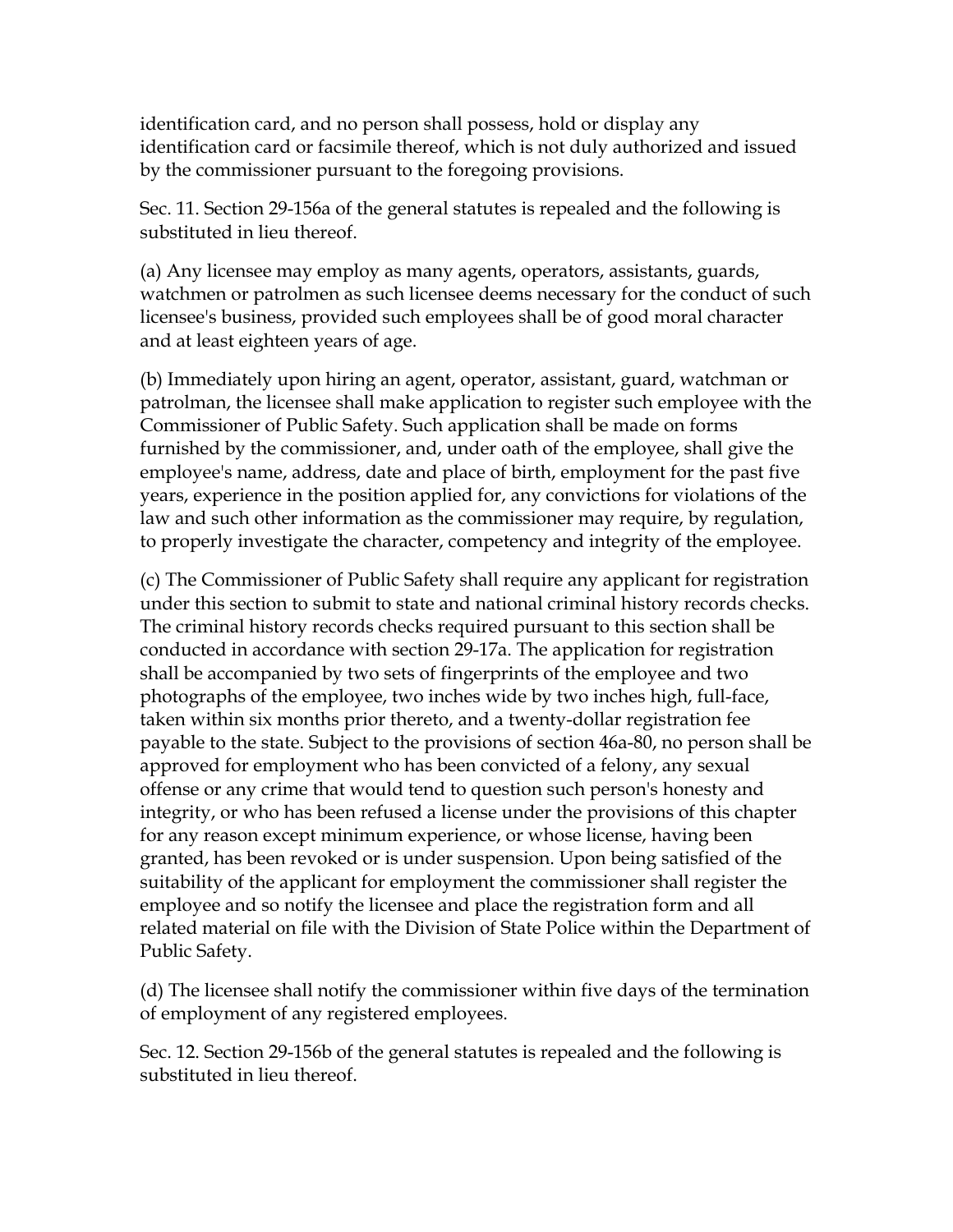identification card, and no person shall possess, hold or display any identification card or facsimile thereof, which is not duly authorized and issued by the commissioner pursuant to the foregoing provisions.

Sec. 11. Section 29-156a of the general statutes is repealed and the following is substituted in lieu thereof.

(a) Any licensee may employ as many agents, operators, assistants, guards, watchmen or patrolmen as such licensee deems necessary for the conduct of such licensee's business, provided such employees shall be of good moral character and at least eighteen years of age.

(b) Immediately upon hiring an agent, operator, assistant, guard, watchman or patrolman, the licensee shall make application to register such employee with the Commissioner of Public Safety. Such application shall be made on forms furnished by the commissioner, and, under oath of the employee, shall give the employee's name, address, date and place of birth, employment for the past five years, experience in the position applied for, any convictions for violations of the law and such other information as the commissioner may require, by regulation, to properly investigate the character, competency and integrity of the employee.

(c) The Commissioner of Public Safety shall require any applicant for registration under this section to submit to state and national criminal history records checks. The criminal history records checks required pursuant to this section shall be conducted in accordance with section 29-17a. The application for registration shall be accompanied by two sets of fingerprints of the employee and two photographs of the employee, two inches wide by two inches high, full-face, taken within six months prior thereto, and a twenty-dollar registration fee payable to the state. Subject to the provisions of section 46a-80, no person shall be approved for employment who has been convicted of a felony, any sexual offense or any crime that would tend to question such person's honesty and integrity, or who has been refused a license under the provisions of this chapter for any reason except minimum experience, or whose license, having been granted, has been revoked or is under suspension. Upon being satisfied of the suitability of the applicant for employment the commissioner shall register the employee and so notify the licensee and place the registration form and all related material on file with the Division of State Police within the Department of Public Safety.

(d) The licensee shall notify the commissioner within five days of the termination of employment of any registered employees.

Sec. 12. Section 29-156b of the general statutes is repealed and the following is substituted in lieu thereof.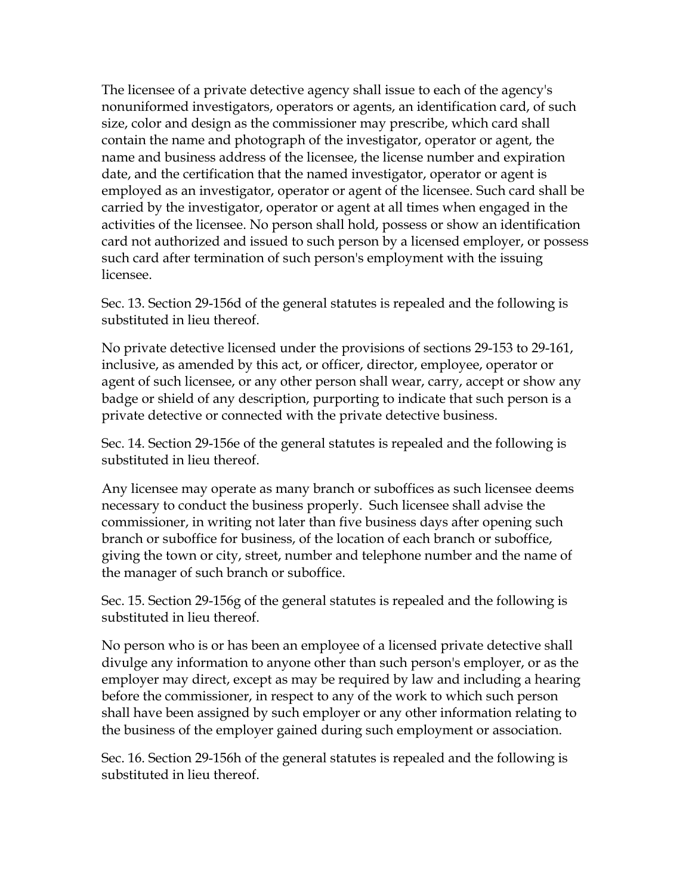The licensee of a private detective agency shall issue to each of the agency's nonuniformed investigators, operators or agents, an identification card, of such size, color and design as the commissioner may prescribe, which card shall contain the name and photograph of the investigator, operator or agent, the name and business address of the licensee, the license number and expiration date, and the certification that the named investigator, operator or agent is employed as an investigator, operator or agent of the licensee. Such card shall be carried by the investigator, operator or agent at all times when engaged in the activities of the licensee. No person shall hold, possess or show an identification card not authorized and issued to such person by a licensed employer, or possess such card after termination of such person's employment with the issuing licensee.

Sec. 13. Section 29-156d of the general statutes is repealed and the following is substituted in lieu thereof.

No private detective licensed under the provisions of sections 29-153 to 29-161, inclusive, as amended by this act, or officer, director, employee, operator or agent of such licensee, or any other person shall wear, carry, accept or show any badge or shield of any description, purporting to indicate that such person is a private detective or connected with the private detective business.

Sec. 14. Section 29-156e of the general statutes is repealed and the following is substituted in lieu thereof.

Any licensee may operate as many branch or suboffices as such licensee deems necessary to conduct the business properly. Such licensee shall advise the commissioner, in writing not later than five business days after opening such branch or suboffice for business, of the location of each branch or suboffice, giving the town or city, street, number and telephone number and the name of the manager of such branch or suboffice.

Sec. 15. Section 29-156g of the general statutes is repealed and the following is substituted in lieu thereof.

No person who is or has been an employee of a licensed private detective shall divulge any information to anyone other than such person's employer, or as the employer may direct, except as may be required by law and including a hearing before the commissioner, in respect to any of the work to which such person shall have been assigned by such employer or any other information relating to the business of the employer gained during such employment or association.

Sec. 16. Section 29-156h of the general statutes is repealed and the following is substituted in lieu thereof.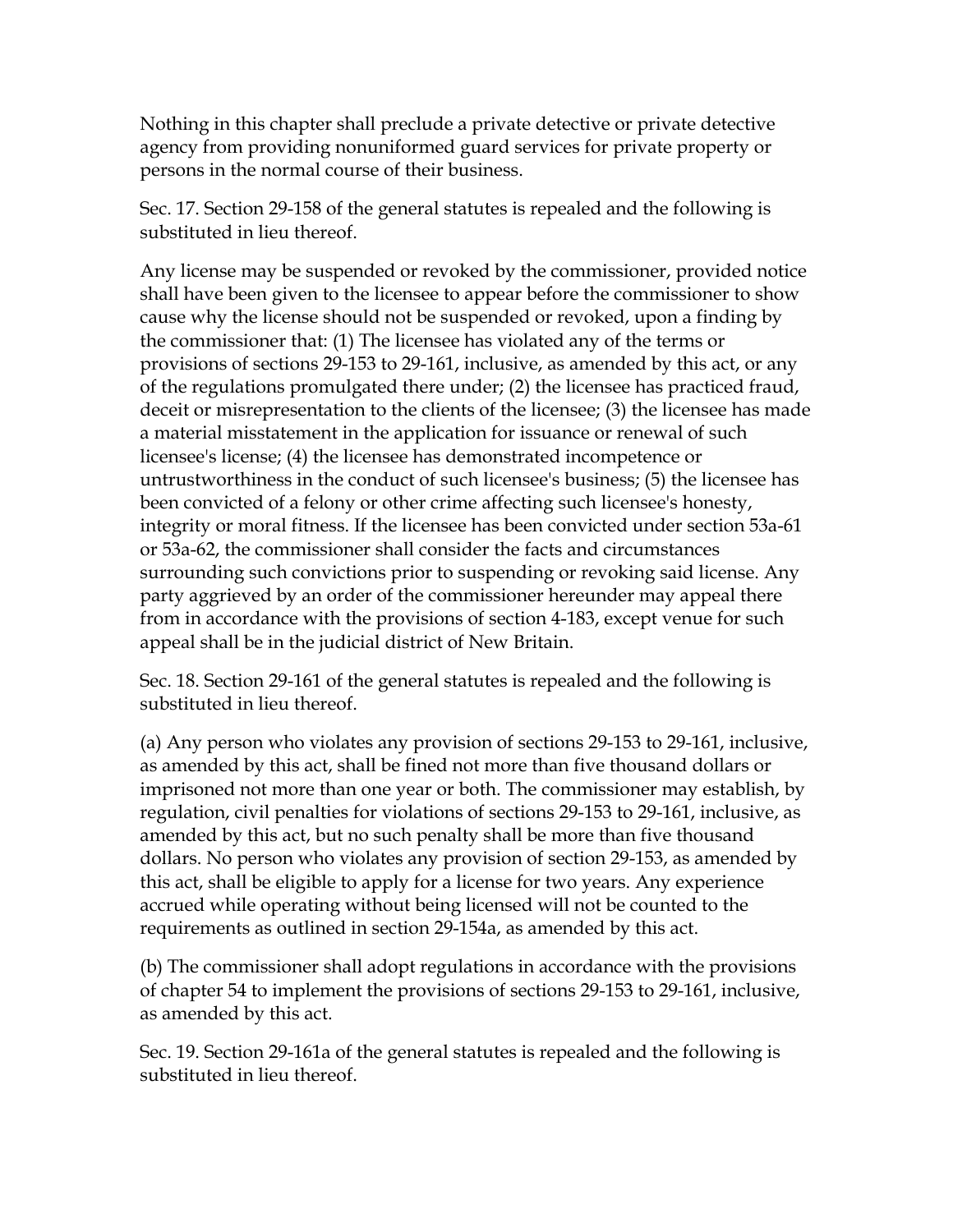Nothing in this chapter shall preclude a private detective or private detective agency from providing nonuniformed guard services for private property or persons in the normal course of their business.

Sec. 17. Section 29-158 of the general statutes is repealed and the following is substituted in lieu thereof.

Any license may be suspended or revoked by the commissioner, provided notice shall have been given to the licensee to appear before the commissioner to show cause why the license should not be suspended or revoked, upon a finding by the commissioner that: (1) The licensee has violated any of the terms or provisions of sections 29-153 to 29-161, inclusive, as amended by this act, or any of the regulations promulgated there under; (2) the licensee has practiced fraud, deceit or misrepresentation to the clients of the licensee; (3) the licensee has made a material misstatement in the application for issuance or renewal of such licensee's license; (4) the licensee has demonstrated incompetence or untrustworthiness in the conduct of such licensee's business; (5) the licensee has been convicted of a felony or other crime affecting such licensee's honesty, integrity or moral fitness. If the licensee has been convicted under section 53a-61 or 53a-62, the commissioner shall consider the facts and circumstances surrounding such convictions prior to suspending or revoking said license. Any party aggrieved by an order of the commissioner hereunder may appeal there from in accordance with the provisions of section 4-183, except venue for such appeal shall be in the judicial district of New Britain.

Sec. 18. Section 29-161 of the general statutes is repealed and the following is substituted in lieu thereof.

(a) Any person who violates any provision of sections 29-153 to 29-161, inclusive, as amended by this act, shall be fined not more than five thousand dollars or imprisoned not more than one year or both. The commissioner may establish, by regulation, civil penalties for violations of sections 29-153 to 29-161, inclusive, as amended by this act, but no such penalty shall be more than five thousand dollars. No person who violates any provision of section 29-153, as amended by this act, shall be eligible to apply for a license for two years. Any experience accrued while operating without being licensed will not be counted to the requirements as outlined in section 29-154a, as amended by this act.

(b) The commissioner shall adopt regulations in accordance with the provisions of chapter 54 to implement the provisions of sections 29-153 to 29-161, inclusive, as amended by this act.

Sec. 19. Section 29-161a of the general statutes is repealed and the following is substituted in lieu thereof.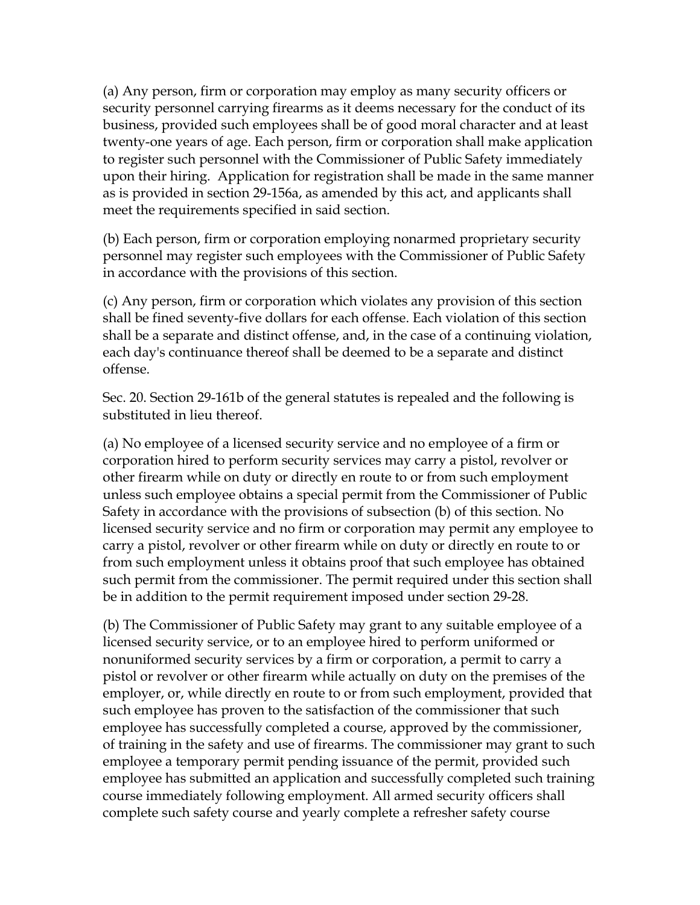(a) Any person, firm or corporation may employ as many security officers or security personnel carrying firearms as it deems necessary for the conduct of its business, provided such employees shall be of good moral character and at least twenty-one years of age. Each person, firm or corporation shall make application to register such personnel with the Commissioner of Public Safety immediately upon their hiring. Application for registration shall be made in the same manner as is provided in section 29-156a, as amended by this act, and applicants shall meet the requirements specified in said section.

(b) Each person, firm or corporation employing nonarmed proprietary security personnel may register such employees with the Commissioner of Public Safety in accordance with the provisions of this section.

(c) Any person, firm or corporation which violates any provision of this section shall be fined seventy-five dollars for each offense. Each violation of this section shall be a separate and distinct offense, and, in the case of a continuing violation, each day's continuance thereof shall be deemed to be a separate and distinct offense.

Sec. 20. Section 29-161b of the general statutes is repealed and the following is substituted in lieu thereof.

(a) No employee of a licensed security service and no employee of a firm or corporation hired to perform security services may carry a pistol, revolver or other firearm while on duty or directly en route to or from such employment unless such employee obtains a special permit from the Commissioner of Public Safety in accordance with the provisions of subsection (b) of this section. No licensed security service and no firm or corporation may permit any employee to carry a pistol, revolver or other firearm while on duty or directly en route to or from such employment unless it obtains proof that such employee has obtained such permit from the commissioner. The permit required under this section shall be in addition to the permit requirement imposed under section 29-28.

(b) The Commissioner of Public Safety may grant to any suitable employee of a licensed security service, or to an employee hired to perform uniformed or nonuniformed security services by a firm or corporation, a permit to carry a pistol or revolver or other firearm while actually on duty on the premises of the employer, or, while directly en route to or from such employment, provided that such employee has proven to the satisfaction of the commissioner that such employee has successfully completed a course, approved by the commissioner, of training in the safety and use of firearms. The commissioner may grant to such employee a temporary permit pending issuance of the permit, provided such employee has submitted an application and successfully completed such training course immediately following employment. All armed security officers shall complete such safety course and yearly complete a refresher safety course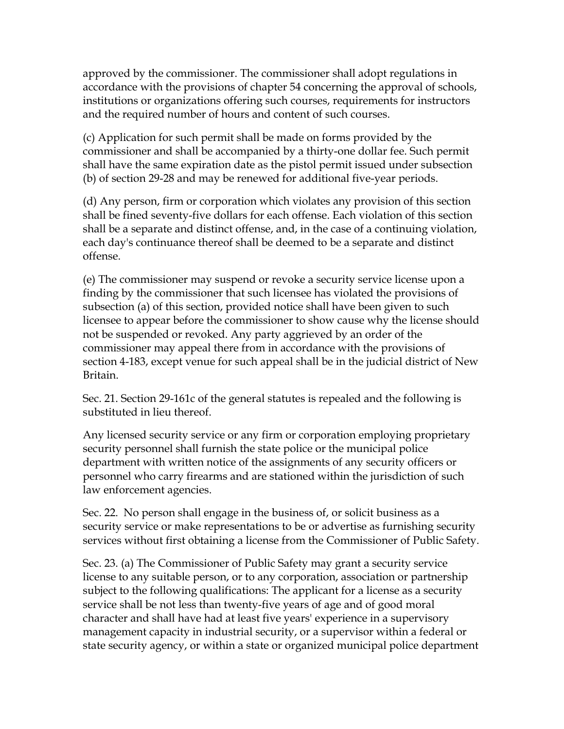approved by the commissioner. The commissioner shall adopt regulations in accordance with the provisions of chapter 54 concerning the approval of schools, institutions or organizations offering such courses, requirements for instructors and the required number of hours and content of such courses.

(c) Application for such permit shall be made on forms provided by the commissioner and shall be accompanied by a thirty-one dollar fee. Such permit shall have the same expiration date as the pistol permit issued under subsection (b) of section 29-28 and may be renewed for additional five-year periods.

(d) Any person, firm or corporation which violates any provision of this section shall be fined seventy-five dollars for each offense. Each violation of this section shall be a separate and distinct offense, and, in the case of a continuing violation, each day's continuance thereof shall be deemed to be a separate and distinct offense.

(e) The commissioner may suspend or revoke a security service license upon a finding by the commissioner that such licensee has violated the provisions of subsection (a) of this section, provided notice shall have been given to such licensee to appear before the commissioner to show cause why the license should not be suspended or revoked. Any party aggrieved by an order of the commissioner may appeal there from in accordance with the provisions of section 4-183, except venue for such appeal shall be in the judicial district of New Britain.

Sec. 21. Section 29-161c of the general statutes is repealed and the following is substituted in lieu thereof.

Any licensed security service or any firm or corporation employing proprietary security personnel shall furnish the state police or the municipal police department with written notice of the assignments of any security officers or personnel who carry firearms and are stationed within the jurisdiction of such law enforcement agencies.

Sec. 22. No person shall engage in the business of, or solicit business as a security service or make representations to be or advertise as furnishing security services without first obtaining a license from the Commissioner of Public Safety.

Sec. 23. (a) The Commissioner of Public Safety may grant a security service license to any suitable person, or to any corporation, association or partnership subject to the following qualifications: The applicant for a license as a security service shall be not less than twenty-five years of age and of good moral character and shall have had at least five years' experience in a supervisory management capacity in industrial security, or a supervisor within a federal or state security agency, or within a state or organized municipal police department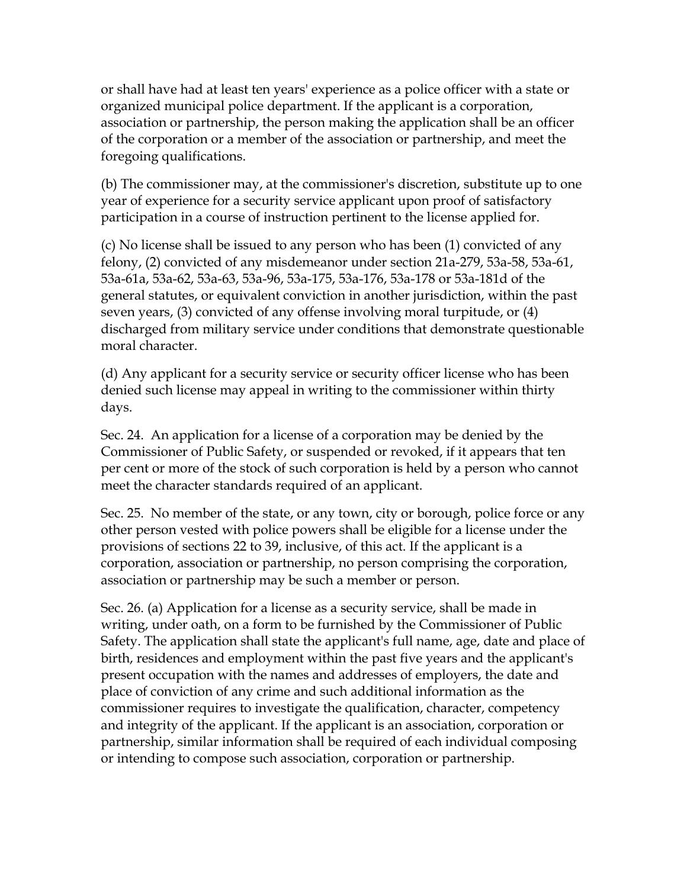or shall have had at least ten years' experience as a police officer with a state or organized municipal police department. If the applicant is a corporation, association or partnership, the person making the application shall be an officer of the corporation or a member of the association or partnership, and meet the foregoing qualifications.

(b) The commissioner may, at the commissioner's discretion, substitute up to one year of experience for a security service applicant upon proof of satisfactory participation in a course of instruction pertinent to the license applied for.

(c) No license shall be issued to any person who has been (1) convicted of any felony, (2) convicted of any misdemeanor under section 21a-279, 53a-58, 53a-61, 53a-61a, 53a-62, 53a-63, 53a-96, 53a-175, 53a-176, 53a-178 or 53a-181d of the general statutes, or equivalent conviction in another jurisdiction, within the past seven years, (3) convicted of any offense involving moral turpitude, or (4) discharged from military service under conditions that demonstrate questionable moral character.

(d) Any applicant for a security service or security officer license who has been denied such license may appeal in writing to the commissioner within thirty days.

Sec. 24. An application for a license of a corporation may be denied by the Commissioner of Public Safety, or suspended or revoked, if it appears that ten per cent or more of the stock of such corporation is held by a person who cannot meet the character standards required of an applicant.

Sec. 25. No member of the state, or any town, city or borough, police force or any other person vested with police powers shall be eligible for a license under the provisions of sections 22 to 39, inclusive, of this act. If the applicant is a corporation, association or partnership, no person comprising the corporation, association or partnership may be such a member or person.

Sec. 26. (a) Application for a license as a security service, shall be made in writing, under oath, on a form to be furnished by the Commissioner of Public Safety. The application shall state the applicant's full name, age, date and place of birth, residences and employment within the past five years and the applicant's present occupation with the names and addresses of employers, the date and place of conviction of any crime and such additional information as the commissioner requires to investigate the qualification, character, competency and integrity of the applicant. If the applicant is an association, corporation or partnership, similar information shall be required of each individual composing or intending to compose such association, corporation or partnership.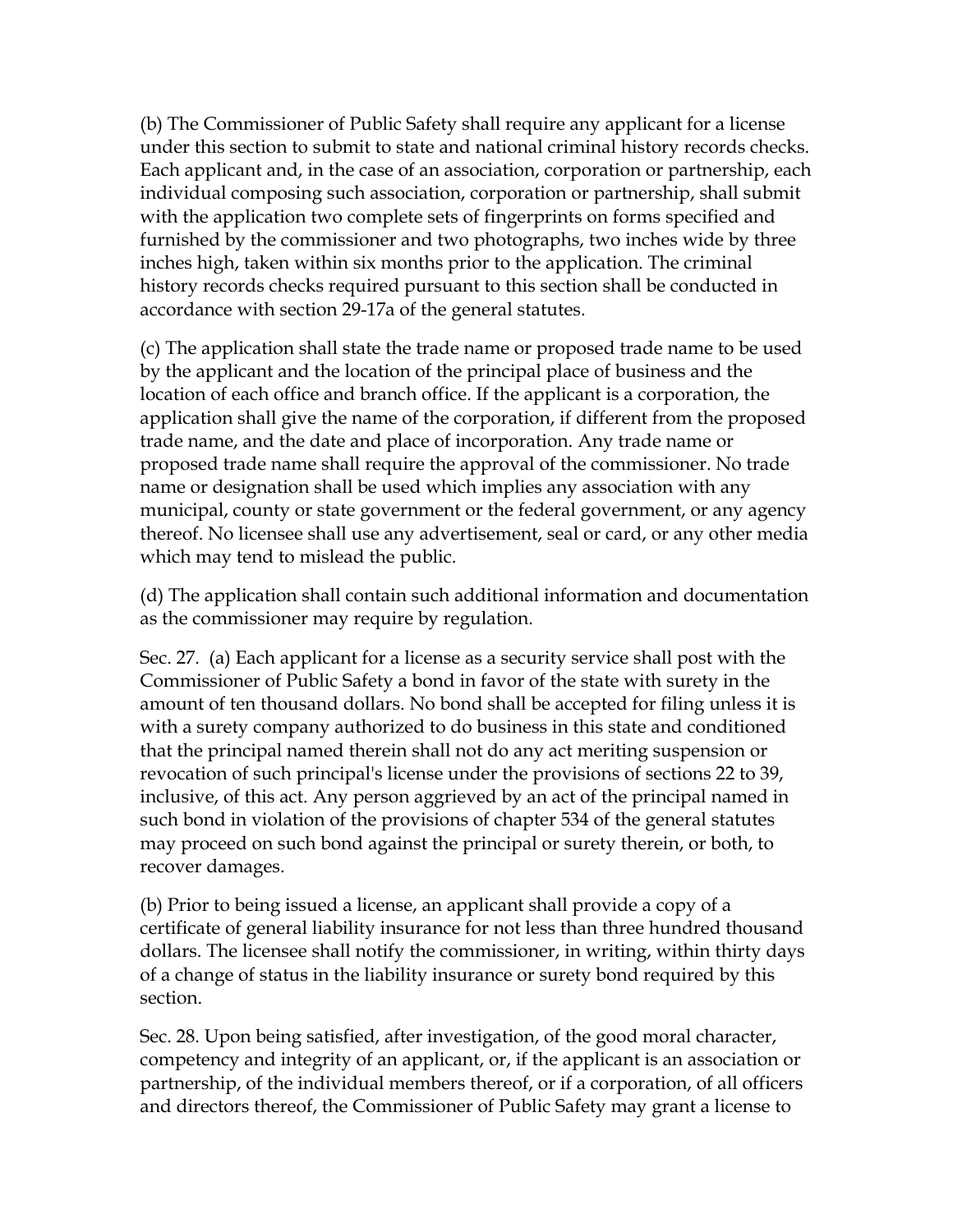(b) The Commissioner of Public Safety shall require any applicant for a license under this section to submit to state and national criminal history records checks. Each applicant and, in the case of an association, corporation or partnership, each individual composing such association, corporation or partnership, shall submit with the application two complete sets of fingerprints on forms specified and furnished by the commissioner and two photographs, two inches wide by three inches high, taken within six months prior to the application. The criminal history records checks required pursuant to this section shall be conducted in accordance with section 29-17a of the general statutes.

(c) The application shall state the trade name or proposed trade name to be used by the applicant and the location of the principal place of business and the location of each office and branch office. If the applicant is a corporation, the application shall give the name of the corporation, if different from the proposed trade name, and the date and place of incorporation. Any trade name or proposed trade name shall require the approval of the commissioner. No trade name or designation shall be used which implies any association with any municipal, county or state government or the federal government, or any agency thereof. No licensee shall use any advertisement, seal or card, or any other media which may tend to mislead the public.

(d) The application shall contain such additional information and documentation as the commissioner may require by regulation.

Sec. 27. (a) Each applicant for a license as a security service shall post with the Commissioner of Public Safety a bond in favor of the state with surety in the amount of ten thousand dollars. No bond shall be accepted for filing unless it is with a surety company authorized to do business in this state and conditioned that the principal named therein shall not do any act meriting suspension or revocation of such principal's license under the provisions of sections 22 to 39, inclusive, of this act. Any person aggrieved by an act of the principal named in such bond in violation of the provisions of chapter 534 of the general statutes may proceed on such bond against the principal or surety therein, or both, to recover damages.

(b) Prior to being issued a license, an applicant shall provide a copy of a certificate of general liability insurance for not less than three hundred thousand dollars. The licensee shall notify the commissioner, in writing, within thirty days of a change of status in the liability insurance or surety bond required by this section.

Sec. 28. Upon being satisfied, after investigation, of the good moral character, competency and integrity of an applicant, or, if the applicant is an association or partnership, of the individual members thereof, or if a corporation, of all officers and directors thereof, the Commissioner of Public Safety may grant a license to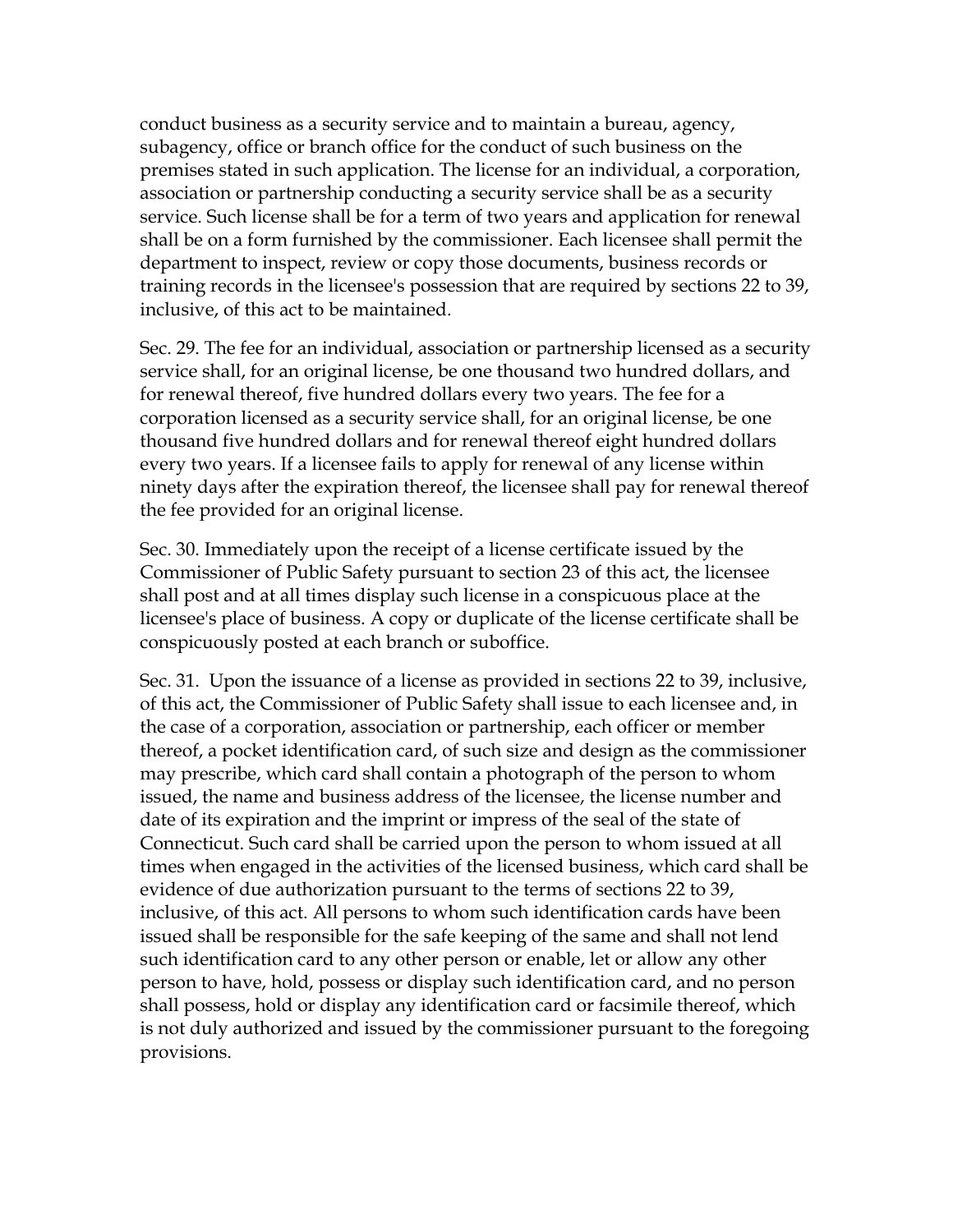conduct business as a security service and to maintain a bureau, agency, subagency, office or branch office for the conduct of such business on the premises stated in such application. The license for an individual, a corporation, association or partnership conducting a security service shall be as a security service. Such license shall be for a term of two years and application for renewal shall be on a form furnished by the commissioner. Each licensee shall permit the department to inspect, review or copy those documents, business records or training records in the licensee's possession that are required by sections 22 to 39, inclusive, of this act to be maintained.

Sec. 29. The fee for an individual, association or partnership licensed as a security service shall, for an original license, be one thousand two hundred dollars, and for renewal thereof, five hundred dollars every two years. The fee for a corporation licensed as a security service shall, for an original license, be one thousand five hundred dollars and for renewal thereof eight hundred dollars every two years. If a licensee fails to apply for renewal of any license within ninety days after the expiration thereof, the licensee shall pay for renewal thereof the fee provided for an original license.

Sec. 30. Immediately upon the receipt of a license certificate issued by the Commissioner of Public Safety pursuant to section 23 of this act, the licensee shall post and at all times display such license in a conspicuous place at the licensee's place of business. A copy or duplicate of the license certificate shall be conspicuously posted at each branch or suboffice.

Sec. 31. Upon the issuance of a license as provided in sections 22 to 39, inclusive, of this act, the Commissioner of Public Safety shall issue to each licensee and, in the case of a corporation, association or partnership, each officer or member thereof, a pocket identification card, of such size and design as the commissioner may prescribe, which card shall contain a photograph of the person to whom issued, the name and business address of the licensee, the license number and date of its expiration and the imprint or impress of the seal of the state of Connecticut. Such card shall be carried upon the person to whom issued at all times when engaged in the activities of the licensed business, which card shall be evidence of due authorization pursuant to the terms of sections 22 to 39, inclusive, of this act. All persons to whom such identification cards have been issued shall be responsible for the safe keeping of the same and shall not lend such identification card to any other person or enable, let or allow any other person to have, hold, possess or display such identification card, and no person shall possess, hold or display any identification card or facsimile thereof, which is not duly authorized and issued by the commissioner pursuant to the foregoing provisions.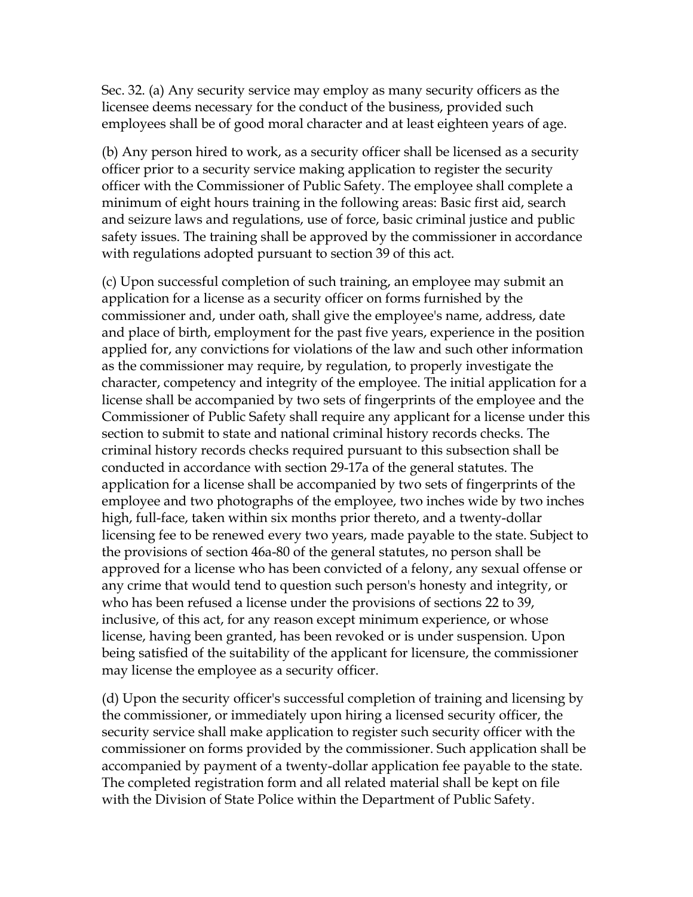Sec. 32. (a) Any security service may employ as many security officers as the licensee deems necessary for the conduct of the business, provided such employees shall be of good moral character and at least eighteen years of age.

(b) Any person hired to work, as a security officer shall be licensed as a security officer prior to a security service making application to register the security officer with the Commissioner of Public Safety. The employee shall complete a minimum of eight hours training in the following areas: Basic first aid, search and seizure laws and regulations, use of force, basic criminal justice and public safety issues. The training shall be approved by the commissioner in accordance with regulations adopted pursuant to section 39 of this act.

(c) Upon successful completion of such training, an employee may submit an application for a license as a security officer on forms furnished by the commissioner and, under oath, shall give the employee's name, address, date and place of birth, employment for the past five years, experience in the position applied for, any convictions for violations of the law and such other information as the commissioner may require, by regulation, to properly investigate the character, competency and integrity of the employee. The initial application for a license shall be accompanied by two sets of fingerprints of the employee and the Commissioner of Public Safety shall require any applicant for a license under this section to submit to state and national criminal history records checks. The criminal history records checks required pursuant to this subsection shall be conducted in accordance with section 29-17a of the general statutes. The application for a license shall be accompanied by two sets of fingerprints of the employee and two photographs of the employee, two inches wide by two inches high, full-face, taken within six months prior thereto, and a twenty-dollar licensing fee to be renewed every two years, made payable to the state. Subject to the provisions of section 46a-80 of the general statutes, no person shall be approved for a license who has been convicted of a felony, any sexual offense or any crime that would tend to question such person's honesty and integrity, or who has been refused a license under the provisions of sections 22 to 39, inclusive, of this act, for any reason except minimum experience, or whose license, having been granted, has been revoked or is under suspension. Upon being satisfied of the suitability of the applicant for licensure, the commissioner may license the employee as a security officer.

(d) Upon the security officer's successful completion of training and licensing by the commissioner, or immediately upon hiring a licensed security officer, the security service shall make application to register such security officer with the commissioner on forms provided by the commissioner. Such application shall be accompanied by payment of a twenty-dollar application fee payable to the state. The completed registration form and all related material shall be kept on file with the Division of State Police within the Department of Public Safety.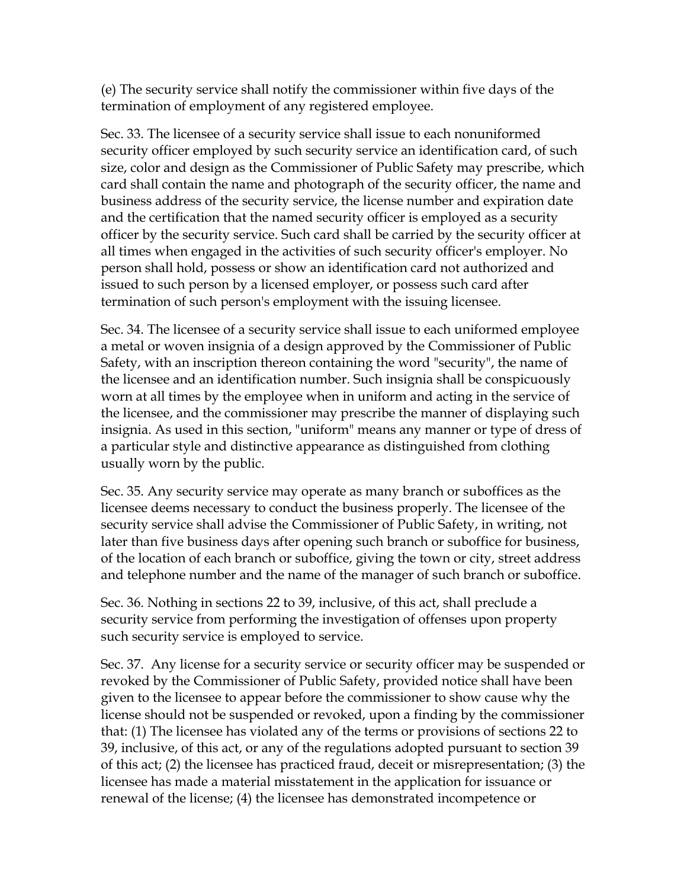(e) The security service shall notify the commissioner within five days of the termination of employment of any registered employee.

Sec. 33. The licensee of a security service shall issue to each nonuniformed security officer employed by such security service an identification card, of such size, color and design as the Commissioner of Public Safety may prescribe, which card shall contain the name and photograph of the security officer, the name and business address of the security service, the license number and expiration date and the certification that the named security officer is employed as a security officer by the security service. Such card shall be carried by the security officer at all times when engaged in the activities of such security officer's employer. No person shall hold, possess or show an identification card not authorized and issued to such person by a licensed employer, or possess such card after termination of such person's employment with the issuing licensee.

Sec. 34. The licensee of a security service shall issue to each uniformed employee a metal or woven insignia of a design approved by the Commissioner of Public Safety, with an inscription thereon containing the word "security", the name of the licensee and an identification number. Such insignia shall be conspicuously worn at all times by the employee when in uniform and acting in the service of the licensee, and the commissioner may prescribe the manner of displaying such insignia. As used in this section, "uniform" means any manner or type of dress of a particular style and distinctive appearance as distinguished from clothing usually worn by the public.

Sec. 35. Any security service may operate as many branch or suboffices as the licensee deems necessary to conduct the business properly. The licensee of the security service shall advise the Commissioner of Public Safety, in writing, not later than five business days after opening such branch or suboffice for business, of the location of each branch or suboffice, giving the town or city, street address and telephone number and the name of the manager of such branch or suboffice.

Sec. 36. Nothing in sections 22 to 39, inclusive, of this act, shall preclude a security service from performing the investigation of offenses upon property such security service is employed to service.

Sec. 37. Any license for a security service or security officer may be suspended or revoked by the Commissioner of Public Safety, provided notice shall have been given to the licensee to appear before the commissioner to show cause why the license should not be suspended or revoked, upon a finding by the commissioner that: (1) The licensee has violated any of the terms or provisions of sections 22 to 39, inclusive, of this act, or any of the regulations adopted pursuant to section 39 of this act; (2) the licensee has practiced fraud, deceit or misrepresentation; (3) the licensee has made a material misstatement in the application for issuance or renewal of the license; (4) the licensee has demonstrated incompetence or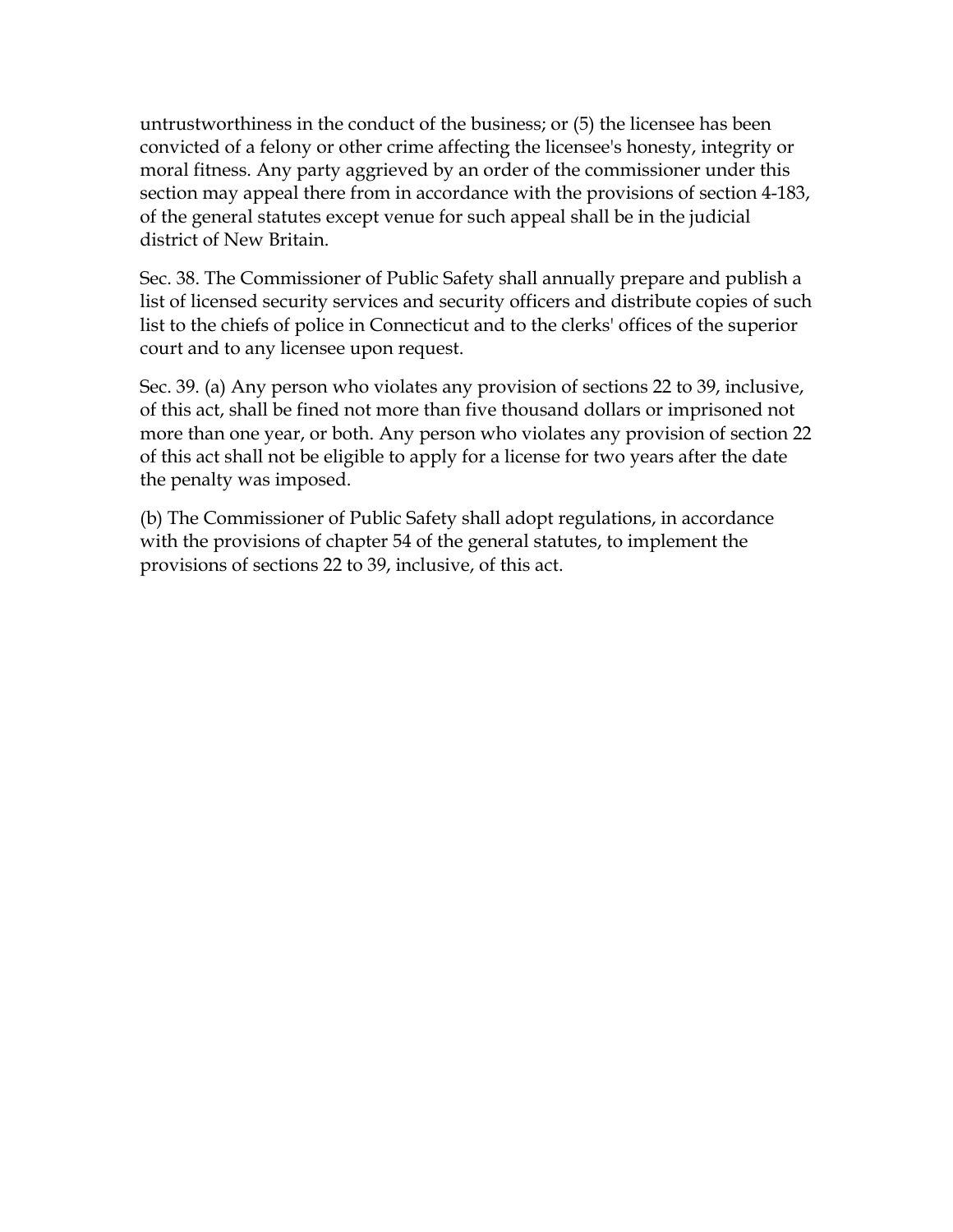untrustworthiness in the conduct of the business; or (5) the licensee has been convicted of a felony or other crime affecting the licensee's honesty, integrity or moral fitness. Any party aggrieved by an order of the commissioner under this section may appeal there from in accordance with the provisions of section 4-183, of the general statutes except venue for such appeal shall be in the judicial district of New Britain.

Sec. 38. The Commissioner of Public Safety shall annually prepare and publish a list of licensed security services and security officers and distribute copies of such list to the chiefs of police in Connecticut and to the clerks' offices of the superior court and to any licensee upon request.

Sec. 39. (a) Any person who violates any provision of sections 22 to 39, inclusive, of this act, shall be fined not more than five thousand dollars or imprisoned not more than one year, or both. Any person who violates any provision of section 22 of this act shall not be eligible to apply for a license for two years after the date the penalty was imposed.

(b) The Commissioner of Public Safety shall adopt regulations, in accordance with the provisions of chapter 54 of the general statutes, to implement the provisions of sections 22 to 39, inclusive, of this act.